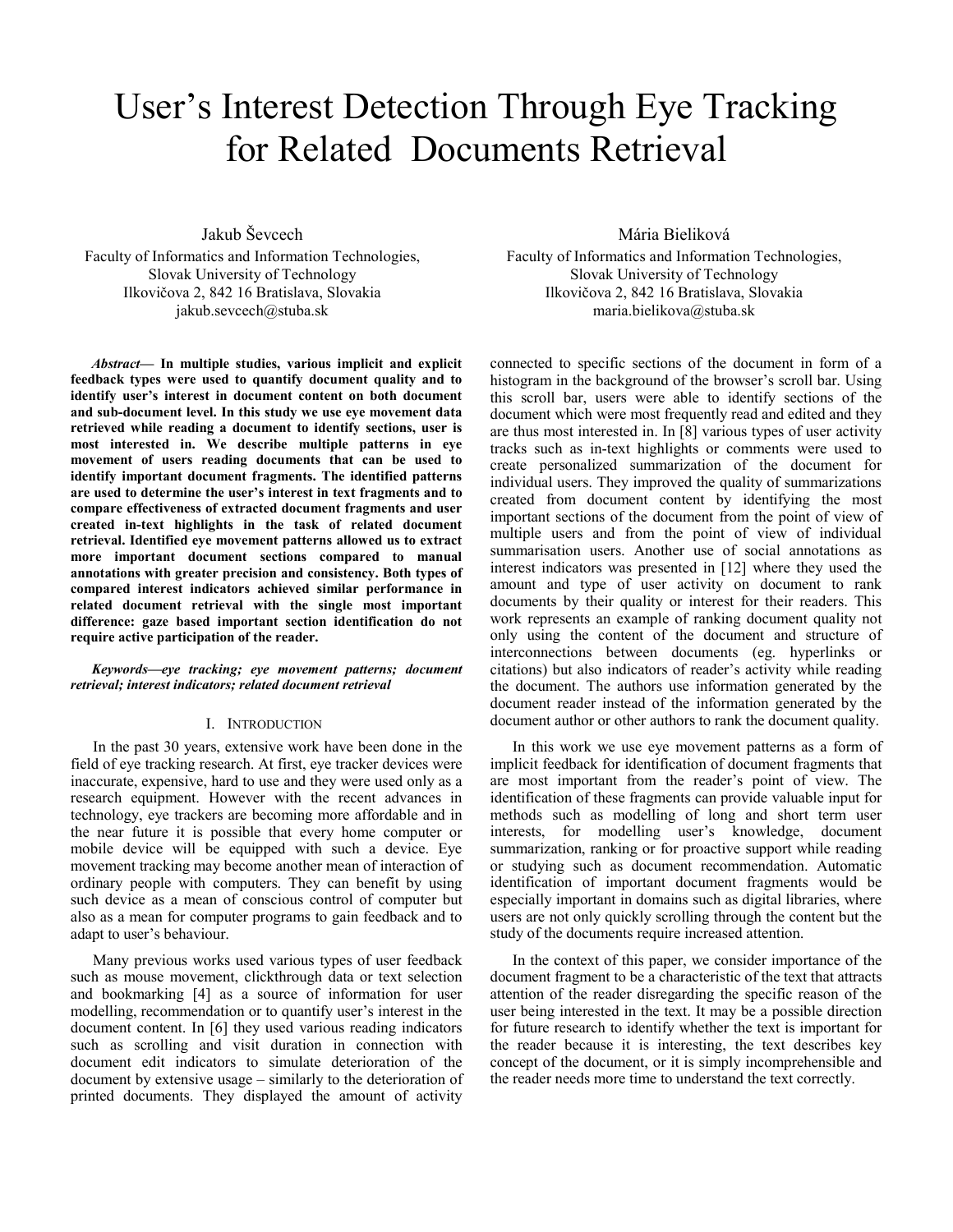# User's Interest Detection Through Eye Tracking for Related Documents Retrieval

Jakub Ševcech
Faculty of Informatics and Information Technologies,
Slovak University of Technology
Ilkovičova 2, 842 16 Bratislava, Slovakia
jakub.sevcech@stuba.sk

Mária Bieliková
Faculty of Informatics and Information Technologies,
Slovak University of Technology
Ilkovičova 2, 842 16 Bratislava, Slovakia
maria.bielikova@stuba.sk

***Abstract*— In multiple studies, various implicit and explicit feedback types were used to quantify document quality and to identify user's interest in document content on both document and sub-document level. In this study we use eye movement data retrieved while reading a document to identify sections, user is most interested in. We describe multiple patterns in eye movement of users reading documents that can be used to identify important document fragments. The identified patterns are used to determine the user's interest in text fragments and to compare effectiveness of extracted document fragments and user created in-text highlights in the task of related document retrieval. Identified eye movement patterns allowed us to extract more important document sections compared to manual annotations with greater precision and consistency. Both types of compared interest indicators achieved similar performance in related document retrieval with the single most important difference: gaze based important section identification do not require active participation of the reader.**

***Keywords—eye tracking; eye movement patterns; document retrieval; interest indicators; related document retrieval***

## I. Introduction

In the past 30 years, extensive work have been done in the field of eye tracking research. At first, eye tracker devices were inaccurate, expensive, hard to use and they were used only as a research equipment. However with the recent advances in technology, eye trackers are becoming more affordable and in the near future it is possible that every home computer or mobile device will be equipped with such a device. Eye movement tracking may become another mean of interaction of ordinary people with computers. They can benefit by using such device as a mean of conscious control of computer but also as a mean for computer programs to gain feedback and to adapt to user's behaviour.

Many previous works used various types of user feedback such as mouse movement, clickthrough data or text selection and bookmarking [4] as a source of information for user modelling, recommendation or to quantify user's interest in the document content. In [6] they used various reading indicators such as scrolling and visit duration in connection with document edit indicators to simulate deterioration of the document by extensive usage – similarly to the deterioration of printed documents. They displayed the amount of activity connected to specific sections of the document in form of a histogram in the background of the browser's scroll bar. Using this scroll bar, users were able to identify sections of the document which were most frequently read and edited and they are thus most interested in. In [8] various types of user activity tracks such as in-text highlights or comments were used to create personalized summarization of the document for individual users. They improved the quality of summarizations created from document content by identifying the most important sections of the document from the point of view of multiple users and from the point of view of individual summarisation users. Another use of social annotations as interest indicators was presented in [12] where they used the amount and type of user activity on document to rank documents by their quality or interest for their readers. This work represents an example of ranking document quality not only using the content of the document and structure of interconnections between documents (eg. hyperlinks or citations) but also indicators of reader's activity while reading the document. The authors use information generated by the document reader instead of the information generated by the document author or other authors to rank the document quality.

In this work we use eye movement patterns as a form of implicit feedback for identification of document fragments that are most important from the reader's point of view. The identification of these fragments can provide valuable input for methods such as modelling of long and short term user interests, for modelling user's knowledge, document summarization, ranking or for proactive support while reading or studying such as document recommendation. Automatic identification of important document fragments would be especially important in domains such as digital libraries, where users are not only quickly scrolling through the content but the study of the documents require increased attention.

In the context of this paper, we consider importance of the document fragment to be a characteristic of the text that attracts attention of the reader disregarding the specific reason of the user being interested in the text. It may be a possible direction for future research to identify whether the text is important for the reader because it is interesting, the text describes key concept of the document, or it is simply incomprehensible and the reader needs more time to understand the text correctly.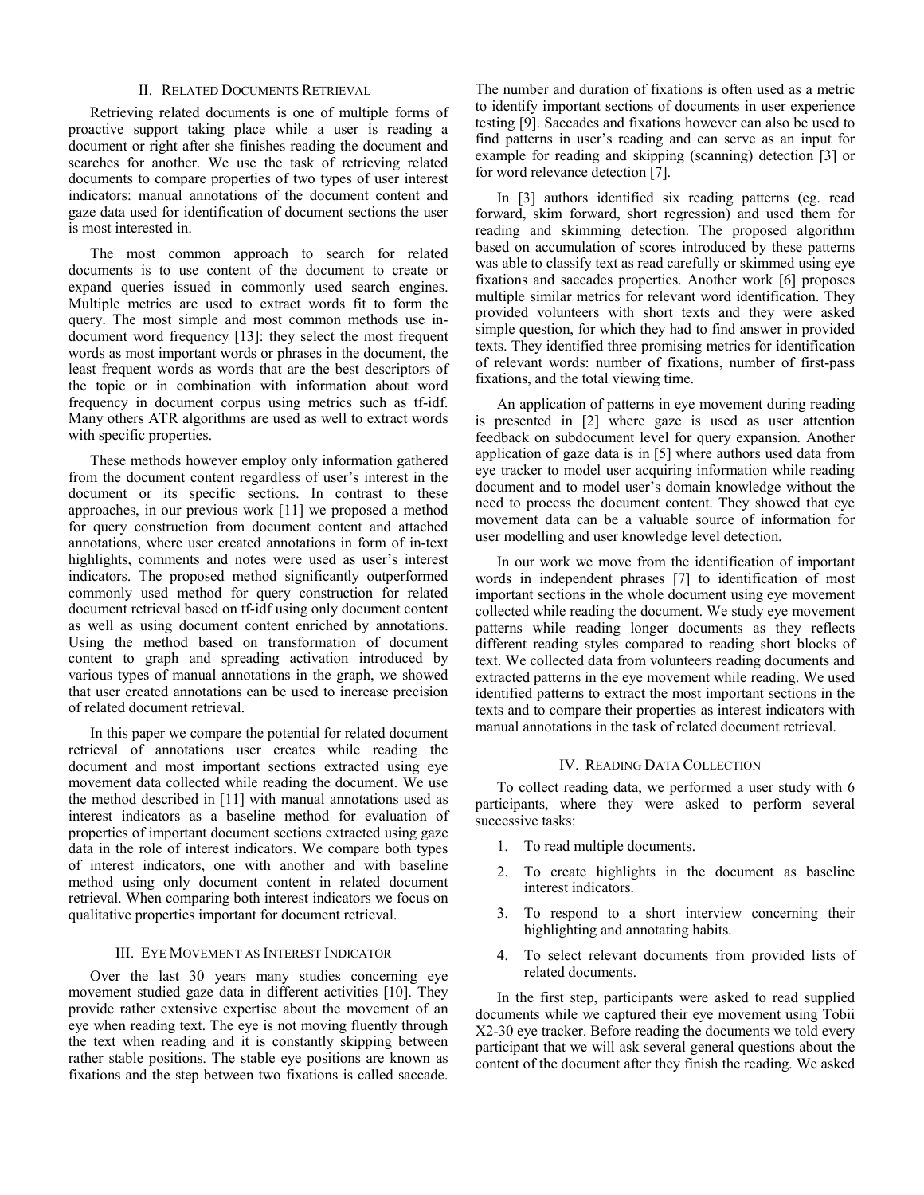## II. Related Documents Retrieval

Retrieving related documents is one of multiple forms of proactive support taking place while a user is reading a document or right after she finishes reading the document and searches for another. We use the task of retrieving related documents to compare properties of two types of user interest indicators: manual annotations of the document content and gaze data used for identification of document sections the user is most interested in.

The most common approach to search for related documents is to use content of the document to create or expand queries issued in commonly used search engines. Multiple metrics are used to extract words fit to form the query. The most simple and most common methods use in-document word frequency [13]: they select the most frequent words as most important words or phrases in the document, the least frequent words as words that are the best descriptors of the topic or in combination with information about word frequency in document corpus using metrics such as tf-idf. Many others ATR algorithms are used as well to extract words with specific properties.

These methods however employ only information gathered from the document content regardless of user's interest in the document or its specific sections. In contrast to these approaches, in our previous work [11] we proposed a method for query construction from document content and attached annotations, where user created annotations in form of in-text highlights, comments and notes were used as user's interest indicators. The proposed method significantly outperformed commonly used method for query construction for related document retrieval based on tf-idf using only document content as well as using document content enriched by annotations. Using the method based on transformation of document content to graph and spreading activation introduced by various types of manual annotations in the graph, we showed that user created annotations can be used to increase precision of related document retrieval.

In this paper we compare the potential for related document retrieval of annotations user creates while reading the document and most important sections extracted using eye movement data collected while reading the document. We use the method described in [11] with manual annotations used as interest indicators as a baseline method for evaluation of properties of important document sections extracted using gaze data in the role of interest indicators. We compare both types of interest indicators, one with another and with baseline method using only document content in related document retrieval. When comparing both interest indicators we focus on qualitative properties important for document retrieval.

## III. Eye Movement as Interest Indicator

Over the last 30 years many studies concerning eye movement studied gaze data in different activities [10]. They provide rather extensive expertise about the movement of an eye when reading text. The eye is not moving fluently through the text when reading and it is constantly skipping between rather stable positions. The stable eye positions are known as fixations and the step between two fixations is called saccade. The number and duration of fixations is often used as a metric to identify important sections of documents in user experience testing [9]. Saccades and fixations however can also be used to find patterns in user's reading and can serve as an input for example for reading and skipping (scanning) detection [3] or for word relevance detection [7].

In [3] authors identified six reading patterns (eg. read forward, skim forward, short regression) and used them for reading and skimming detection. The proposed algorithm based on accumulation of scores introduced by these patterns was able to classify text as read carefully or skimmed using eye fixations and saccades properties. Another work [6] proposes multiple similar metrics for relevant word identification. They provided volunteers with short texts and they were asked simple question, for which they had to find answer in provided texts. They identified three promising metrics for identification of relevant words: number of fixations, number of first-pass fixations, and the total viewing time.

An application of patterns in eye movement during reading is presented in [2] where gaze is used as user attention feedback on subdocument level for query expansion. Another application of gaze data is in [5] where authors used data from eye tracker to model user acquiring information while reading document and to model user's domain knowledge without the need to process the document content. They showed that eye movement data can be a valuable source of information for user modelling and user knowledge level detection.

In our work we move from the identification of important words in independent phrases [7] to identification of most important sections in the whole document using eye movement collected while reading the document. We study eye movement patterns while reading longer documents as they reflects different reading styles compared to reading short blocks of text. We collected data from volunteers reading documents and extracted patterns in the eye movement while reading. We used identified patterns to extract the most important sections in the texts and to compare their properties as interest indicators with manual annotations in the task of related document retrieval.

## IV. Reading Data Collection

To collect reading data, we performed a user study with 6 participants, where they were asked to perform several successive tasks:

1. To read multiple documents.
2. To create highlights in the document as baseline interest indicators.
3. To respond to a short interview concerning their highlighting and annotating habits.
4. To select relevant documents from provided lists of related documents.

In the first step, participants were asked to read supplied documents while we captured their eye movement using Tobii X2-30 eye tracker. Before reading the documents we told every participant that we will ask several general questions about the content of the document after they finish the reading. We asked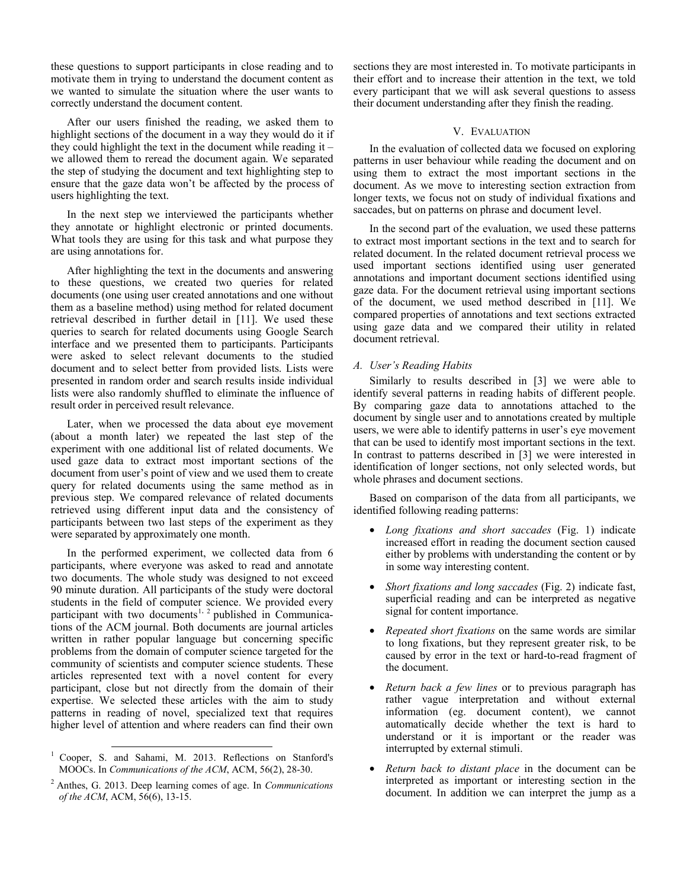these questions to support participants in close reading and to motivate them in trying to understand the document content as we wanted to simulate the situation where the user wants to correctly understand the document content.

After our users finished the reading, we asked them to highlight sections of the document in a way they would do it if they could highlight the text in the document while reading it – we allowed them to reread the document again. We separated the step of studying the document and text highlighting step to ensure that the gaze data won't be affected by the process of users highlighting the text.

In the next step we interviewed the participants whether they annotate or highlight electronic or printed documents. What tools they are using for this task and what purpose they are using annotations for.

After highlighting the text in the documents and answering to these questions, we created two queries for related documents (one using user created annotations and one without them as a baseline method) using method for related document retrieval described in further detail in [11]. We used these queries to search for related documents using Google Search interface and we presented them to participants. Participants were asked to select relevant documents to the studied document and to select better from provided lists. Lists were presented in random order and search results inside individual lists were also randomly shuffled to eliminate the influence of result order in perceived result relevance.

Later, when we processed the data about eye movement (about a month later) we repeated the last step of the experiment with one additional list of related documents. We used gaze data to extract most important sections of the document from user's point of view and we used them to create query for related documents using the same method as in previous step. We compared relevance of related documents retrieved using different input data and the consistency of participants between two last steps of the experiment as they were separated by approximately one month.

In the performed experiment, we collected data from 6 participants, where everyone was asked to read and annotate two documents. The whole study was designed to not exceed 90 minute duration. All participants of the study were doctoral students in the field of computer science. We provided every participant with two documents[1, 2] published in Communications of the ACM journal. Both documents are journal articles written in rather popular language but concerning specific problems from the domain of computer science targeted for the community of scientists and computer science students. These articles represented text with a novel content for every participant, close but not directly from the domain of their expertise. We selected these articles with the aim to study patterns in reading of novel, specialized text that requires higher level of attention and where readers can find their own sections they are most interested in. To motivate participants in their effort and to increase their attention in the text, we told every participant that we will ask several questions to assess their document understanding after they finish the reading.

## V. Evaluation

In the evaluation of collected data we focused on exploring patterns in user behaviour while reading the document and on using them to extract the most important sections in the document. As we move to interesting section extraction from longer texts, we focus not on study of individual fixations and saccades, but on patterns on phrase and document level.

In the second part of the evaluation, we used these patterns to extract most important sections in the text and to search for related document. In the related document retrieval process we used important sections identified using user generated annotations and important document sections identified using gaze data. For the document retrieval using important sections of the document, we used method described in [11]. We compared properties of annotations and text sections extracted using gaze data and we compared their utility in related document retrieval.

### *A. User's Reading Habits*

Similarly to results described in [3] we were able to identify several patterns in reading habits of different people. By comparing gaze data to annotations attached to the document by single user and to annotations created by multiple users, we were able to identify patterns in user's eye movement that can be used to identify most important sections in the text. In contrast to patterns described in [3] we were interested in identification of longer sections, not only selected words, but whole phrases and document sections.

Based on comparison of the data from all participants, we identified following reading patterns:

- *Long fixations and short saccades* (Fig. 1) indicate increased effort in reading the document section caused either by problems with understanding the content or by in some way interesting content.
- *Short fixations and long saccades* (Fig. 2) indicate fast, superficial reading and can be interpreted as negative signal for content importance.
- *Repeated short fixations* on the same words are similar to long fixations, but they represent greater risk, to be caused by error in the text or hard-to-read fragment of the document.
- *Return back a few lines* or to previous paragraph has rather vague interpretation and without external information (eg. document content), we cannot automatically decide whether the text is hard to understand or it is important or the reader was interrupted by external stimuli.
- *Return back to distant place* in the document can be interpreted as important or interesting section in the document. In addition we can interpret the jump as a

---

[1] Cooper, S. and Sahami, M. 2013. Reflections on Stanford's MOOCs. In *Communications of the ACM*, ACM, 56(2), 28-30.

[2] Anthes, G. 2013. Deep learning comes of age. In *Communications of the ACM*, ACM, 56(6), 13-15.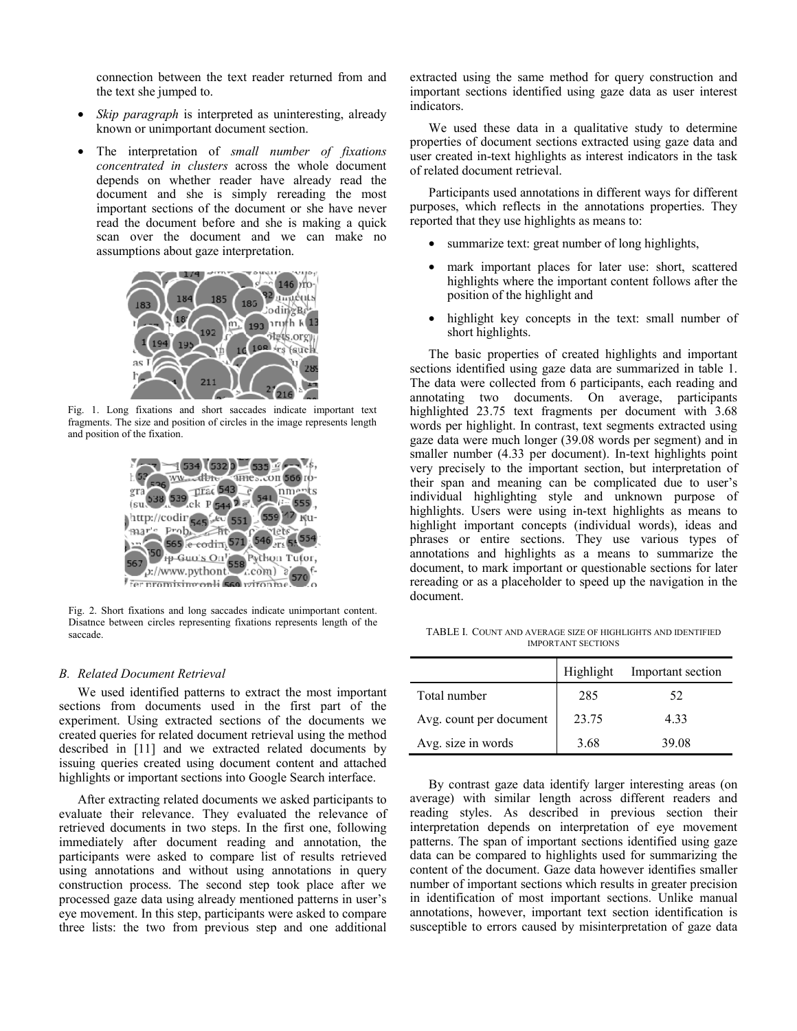connection between the text reader returned from and the text she jumped to.

- *Skip paragraph* is interpreted as uninteresting, already known or unimportant document section.
- The interpretation of *small number of fixations concentrated in clusters* across the whole document depends on whether reader have already read the document and she is simply rereading the most important sections of the document or she have never read the document before and she is making a quick scan over the document and we can make no assumptions about gaze interpretation.

Fig. 1. Long fixations and short saccades indicate important text fragments. The size and position of circles in the image represents length and position of the fixation.

Fig. 2. Short fixations and long saccades indicate unimportant content. Disatnce between circles representing fixations represents length of the saccade.

### B. Related Document Retrieval

We used identified patterns to extract the most important sections from documents used in the first part of the experiment. Using extracted sections of the documents we created queries for related document retrieval using the method described in [11] and we extracted related documents by issuing queries created using document content and attached highlights or important sections into Google Search interface.

After extracting related documents we asked participants to evaluate their relevance. They evaluated the relevance of retrieved documents in two steps. In the first one, following immediately after document reading and annotation, the participants were asked to compare list of results retrieved using annotations and without using annotations in query construction process. The second step took place after we processed gaze data using already mentioned patterns in user's eye movement. In this step, participants were asked to compare three lists: the two from previous step and one additional extracted using the same method for query construction and important sections identified using gaze data as user interest indicators.

We used these data in a qualitative study to determine properties of document sections extracted using gaze data and user created in-text highlights as interest indicators in the task of related document retrieval.

Participants used annotations in different ways for different purposes, which reflects in the annotations properties. They reported that they use highlights as means to:

- summarize text: great number of long highlights,
- mark important places for later use: short, scattered highlights where the important content follows after the position of the highlight and
- highlight key concepts in the text: small number of short highlights.

The basic properties of created highlights and important sections identified using gaze data are summarized in table 1. The data were collected from 6 participants, each reading and annotating two documents. On average, participants highlighted 23.75 text fragments per document with 3.68 words per highlight. In contrast, text segments extracted using gaze data were much longer (39.08 words per segment) and in smaller number (4.33 per document). In-text highlights point very precisely to the important section, but interpretation of their span and meaning can be complicated due to user's individual highlighting style and unknown purpose of highlights. Users were using in-text highlights as means to highlight important concepts (individual words), ideas and phrases or entire sections. They use various types of annotations and highlights as a means to summarize the document, to mark important or questionable sections for later rereading or as a placeholder to speed up the navigation in the document.

TABLE I. COUNT AND AVERAGE SIZE OF HIGHLIGHTS AND IDENTIFIED IMPORTANT SECTIONS

| | Highlight | Important section |
|---|---|---|
| Total number | 285 | 52 |
| Avg. count per document | 23.75 | 4.33 |
| Avg. size in words | 3.68 | 39.08 |

By contrast gaze data identify larger interesting areas (on average) with similar length across different readers and reading styles. As described in previous section their interpretation depends on interpretation of eye movement patterns. The span of important sections identified using gaze data can be compared to highlights used for summarizing the content of the document. Gaze data however identifies smaller number of important sections which results in greater precision in identification of most important sections. Unlike manual annotations, however, important text section identification is susceptible to errors caused by misinterpretation of gaze data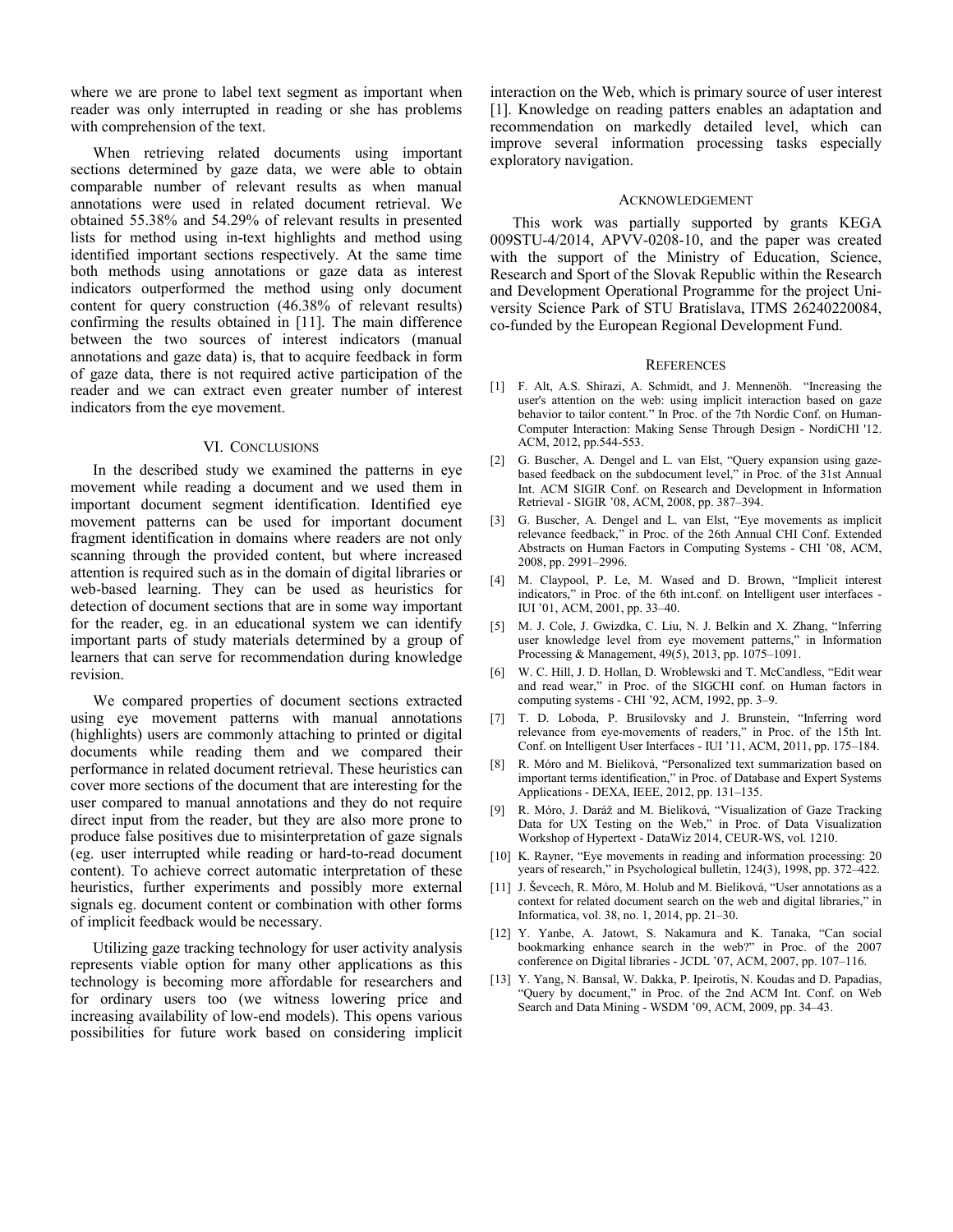where we are prone to label text segment as important when reader was only interrupted in reading or she has problems with comprehension of the text.

When retrieving related documents using important sections determined by gaze data, we were able to obtain comparable number of relevant results as when manual annotations were used in related document retrieval. We obtained 55.38% and 54.29% of relevant results in presented lists for method using in-text highlights and method using identified important sections respectively. At the same time both methods using annotations or gaze data as interest indicators outperformed the method using only document content for query construction (46.38% of relevant results) confirming the results obtained in [11]. The main difference between the two sources of interest indicators (manual annotations and gaze data) is, that to acquire feedback in form of gaze data, there is not required active participation of the reader and we can extract even greater number of interest indicators from the eye movement.

## VI. Conclusions

In the described study we examined the patterns in eye movement while reading a document and we used them in important document segment identification. Identified eye movement patterns can be used for important document fragment identification in domains where readers are not only scanning through the provided content, but where increased attention is required such as in the domain of digital libraries or web-based learning. They can be used as heuristics for detection of document sections that are in some way important for the reader, eg. in an educational system we can identify important parts of study materials determined by a group of learners that can serve for recommendation during knowledge revision.

We compared properties of document sections extracted using eye movement patterns with manual annotations (highlights) users are commonly attaching to printed or digital documents while reading them and we compared their performance in related document retrieval. These heuristics can cover more sections of the document that are interesting for the user compared to manual annotations and they do not require direct input from the reader, but they are also more prone to produce false positives due to misinterpretation of gaze signals (eg. user interrupted while reading or hard-to-read document content). To achieve correct automatic interpretation of these heuristics, further experiments and possibly more external signals eg. document content or combination with other forms of implicit feedback would be necessary.

Utilizing gaze tracking technology for user activity analysis represents viable option for many other applications as this technology is becoming more affordable for researchers and for ordinary users too (we witness lowering price and increasing availability of low-end models). This opens various possibilities for future work based on considering implicit interaction on the Web, which is primary source of user interest [1]. Knowledge on reading patters enables an adaptation and recommendation on markedly detailed level, which can improve several information processing tasks especially exploratory navigation.

## Acknowledgement

This work was partially supported by grants KEGA 009STU-4/2014, APVV-0208-10, and the paper was created with the support of the Ministry of Education, Science, Research and Sport of the Slovak Republic within the Research and Development Operational Programme for the project University Science Park of STU Bratislava, ITMS 26240220084, co-funded by the European Regional Development Fund.

## References

[1] F. Alt, A.S. Shirazi, A. Schmidt, and J. Mennenöh. "Increasing the user's attention on the web: using implicit interaction based on gaze behavior to tailor content." In Proc. of the 7th Nordic Conf. on Human-Computer Interaction: Making Sense Through Design - NordiCHI '12. ACM, 2012, pp.544-553.

[2] G. Buscher, A. Dengel and L. van Elst, "Query expansion using gaze-based feedback on the subdocument level," in Proc. of the 31st Annual Int. ACM SIGIR Conf. on Research and Development in Information Retrieval - SIGIR '08, ACM, 2008, pp. 387–394.

[3] G. Buscher, A. Dengel and L. van Elst, "Eye movements as implicit relevance feedback," in Proc. of the 26th Annual CHI Conf. Extended Abstracts on Human Factors in Computing Systems - CHI '08, ACM, 2008, pp. 2991–2996.

[4] M. Claypool, P. Le, M. Wased and D. Brown, "Implicit interest indicators," in Proc. of the 6th int.conf. on Intelligent user interfaces - IUI '01, ACM, 2001, pp. 33–40.

[5] M. J. Cole, J. Gwizdka, C. Liu, N. J. Belkin and X. Zhang, "Inferring user knowledge level from eye movement patterns," in Information Processing & Management, 49(5), 2013, pp. 1075–1091.

[6] W. C. Hill, J. D. Hollan, D. Wroblewski and T. McCandless, "Edit wear and read wear," in Proc. of the SIGCHI conf. on Human factors in computing systems - CHI '92, ACM, 1992, pp. 3–9.

[7] T. D. Loboda, P. Brusilovsky and J. Brunstein, "Inferring word relevance from eye-movements of readers," in Proc. of the 15th Int. Conf. on Intelligent User Interfaces - IUI '11, ACM, 2011, pp. 175–184.

[8] R. Móro and M. Bieliková, "Personalized text summarization based on important terms identification," in Proc. of Database and Expert Systems Applications - DEXA, IEEE, 2012, pp. 131–135.

[9] R. Móro, J. Daráž and M. Bieliková, "Visualization of Gaze Tracking Data for UX Testing on the Web," in Proc. of Data Visualization Workshop of Hypertext - DataWiz 2014, CEUR-WS, vol. 1210.

[10] K. Rayner, "Eye movements in reading and information processing: 20 years of research," in Psychological bulletin, 124(3), 1998, pp. 372–422.

[11] J. Ševcech, R. Móro, M. Holub and M. Bieliková, "User annotations as a context for related document search on the web and digital libraries," in Informatica, vol. 38, no. 1, 2014, pp. 21–30.

[12] Y. Yanbe, A. Jatowt, S. Nakamura and K. Tanaka, "Can social bookmarking enhance search in the web?" in Proc. of the 2007 conference on Digital libraries - JCDL '07, ACM, 2007, pp. 107–116.

[13] Y. Yang, N. Bansal, W. Dakka, P. Ipeirotis, N. Koudas and D. Papadias, "Query by document," in Proc. of the 2nd ACM Int. Conf. on Web Search and Data Mining - WSDM '09, ACM, 2009, pp. 34–43.